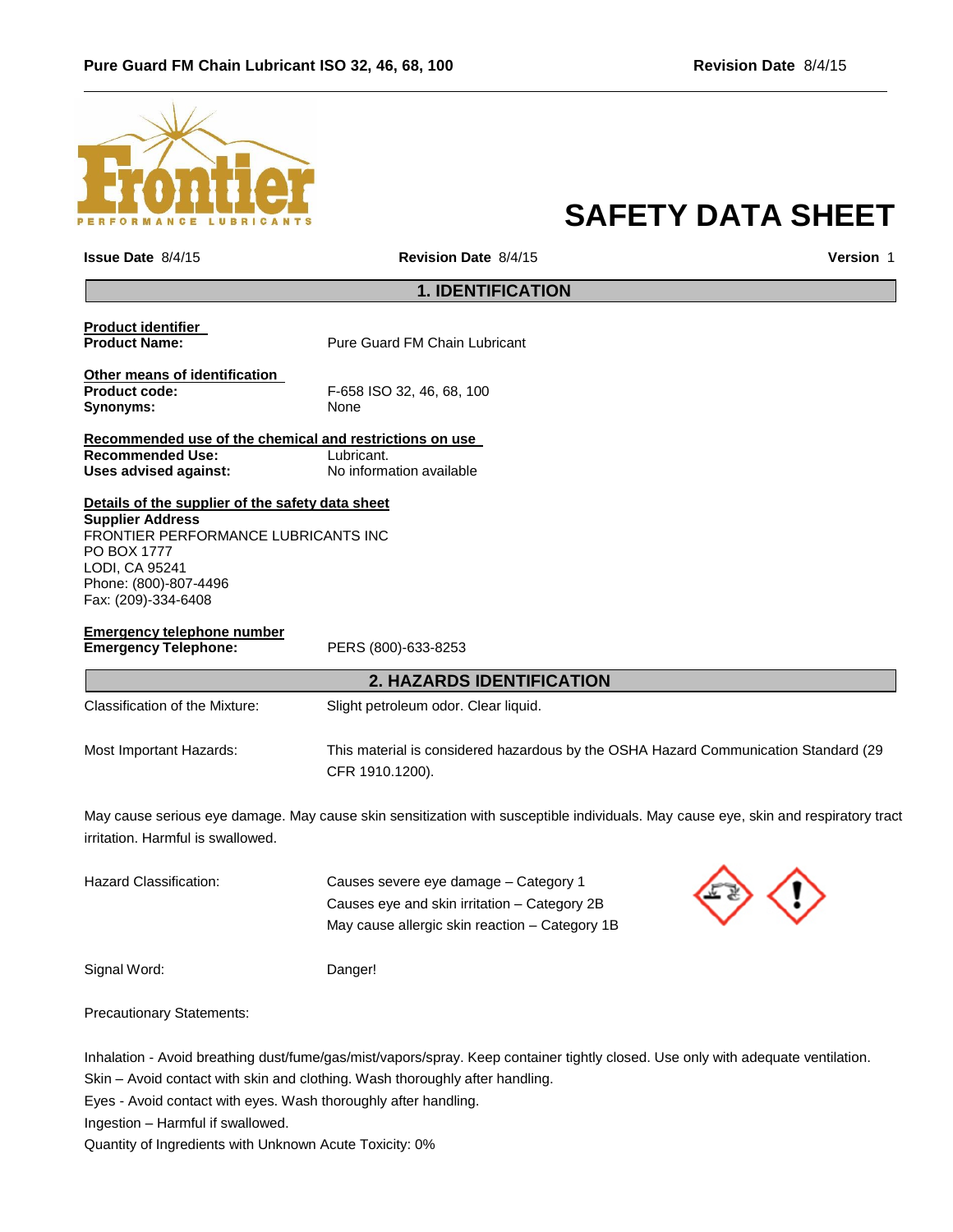# SAFETY DATA SHEET

**Issue Date** 8/4/15 **Revision Date** 8/4/15 **Version** 1

## 1. IDENTIFICATION

**Product identifier**
**Product Name:** Pure Guard FM Chain Lubricant

**Other means of identification**
**Product code:** F-658 ISO 32, 46, 68, 100
**Synonyms:** None

**Recommended use of the chemical and restrictions on use**
**Recommended Use:** Lubricant.
**Uses advised against:** No information available

**Details of the supplier of the safety data sheet**
**Supplier Address**
FRONTIER PERFORMANCE LUBRICANTS INC
PO BOX 1777
LODI, CA 95241
Phone: (800)-807-4496
Fax: (209)-334-6408

**Emergency telephone number**
**Emergency Telephone:** PERS (800)-633-8253

## 2. HAZARDS IDENTIFICATION

Classification of the Mixture: Slight petroleum odor. Clear liquid.

Most Important Hazards: This material is considered hazardous by the OSHA Hazard Communication Standard (29 CFR 1910.1200).

May cause serious eye damage. May cause skin sensitization with susceptible individuals. May cause eye, skin and respiratory tract irritation. Harmful is swallowed.

Hazard Classification:
Causes severe eye damage – Category 1
Causes eye and skin irritation – Category 2B
May cause allergic skin reaction – Category 1B

Signal Word: Danger!

Precautionary Statements:

Inhalation - Avoid breathing dust/fume/gas/mist/vapors/spray. Keep container tightly closed. Use only with adequate ventilation.
Skin – Avoid contact with skin and clothing. Wash thoroughly after handling.
Eyes - Avoid contact with eyes. Wash thoroughly after handling.
Ingestion – Harmful if swallowed.
Quantity of Ingredients with Unknown Acute Toxicity: 0%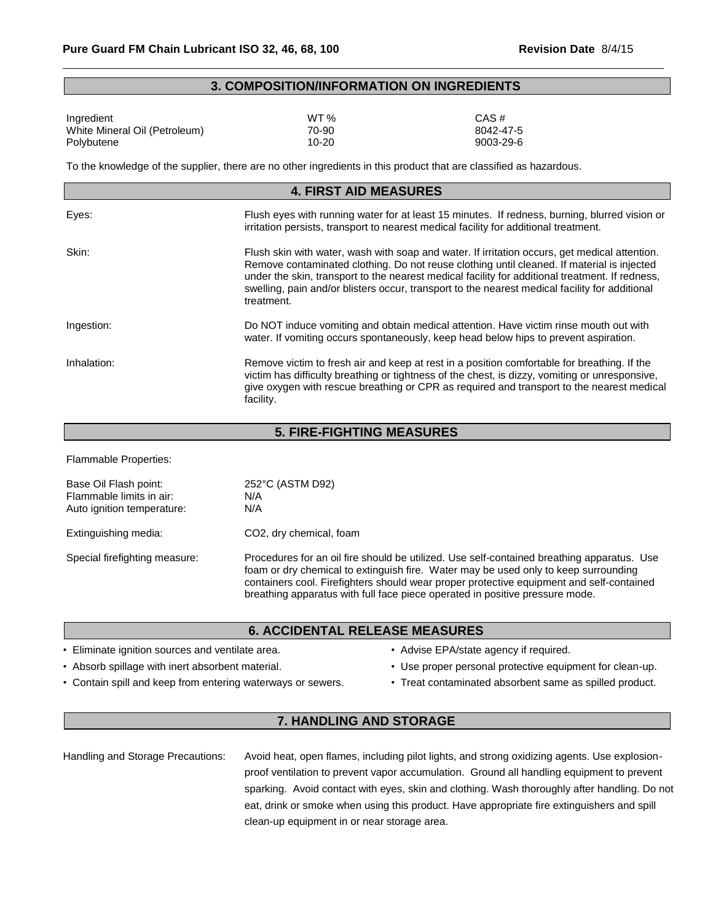## 3. COMPOSITION/INFORMATION ON INGREDIENTS

| Ingredient | WT % | CAS # |
|---|---|---|
| White Mineral Oil (Petroleum) | 70-90 | 8042-47-5 |
| Polybutene | 10-20 | 9003-29-6 |

To the knowledge of the supplier, there are no other ingredients in this product that are classified as hazardous.

## 4. FIRST AID MEASURES

**Eyes:** Flush eyes with running water for at least 15 minutes. If redness, burning, blurred vision or irritation persists, transport to nearest medical facility for additional treatment.

**Skin:** Flush skin with water, wash with soap and water. If irritation occurs, get medical attention. Remove contaminated clothing. Do not reuse clothing until cleaned. If material is injected under the skin, transport to the nearest medical facility for additional treatment. If redness, swelling, pain and/or blisters occur, transport to the nearest medical facility for additional treatment.

**Ingestion:** Do NOT induce vomiting and obtain medical attention. Have victim rinse mouth out with water. If vomiting occurs spontaneously, keep head below hips to prevent aspiration.

**Inhalation:** Remove victim to fresh air and keep at rest in a position comfortable for breathing. If the victim has difficulty breathing or tightness of the chest, is dizzy, vomiting or unresponsive, give oxygen with rescue breathing or CPR as required and transport to the nearest medical facility.

## 5. FIRE-FIGHTING MEASURES

Flammable Properties:

Base Oil Flash point: 252°C (ASTM D92)
Flammable limits in air: N/A
Auto ignition temperature: N/A

Extinguishing media: $CO_2$, dry chemical, foam

Special firefighting measure: Procedures for an oil fire should be utilized. Use self-contained breathing apparatus. Use foam or dry chemical to extinguish fire. Water may be used only to keep surrounding containers cool. Firefighters should wear proper protective equipment and self-contained breathing apparatus with full face piece operated in positive pressure mode.

## 6. ACCIDENTAL RELEASE MEASURES

- Eliminate ignition sources and ventilate area.
- Absorb spillage with inert absorbent material.
- Contain spill and keep from entering waterways or sewers.
- Advise EPA/state agency if required.
- Use proper personal protective equipment for clean-up.
- Treat contaminated absorbent same as spilled product.

## 7. HANDLING AND STORAGE

Handling and Storage Precautions: Avoid heat, open flames, including pilot lights, and strong oxidizing agents. Use explosion-proof ventilation to prevent vapor accumulation. Ground all handling equipment to prevent sparking. Avoid contact with eyes, skin and clothing. Wash thoroughly after handling. Do not eat, drink or smoke when using this product. Have appropriate fire extinguishers and spill clean-up equipment in or near storage area.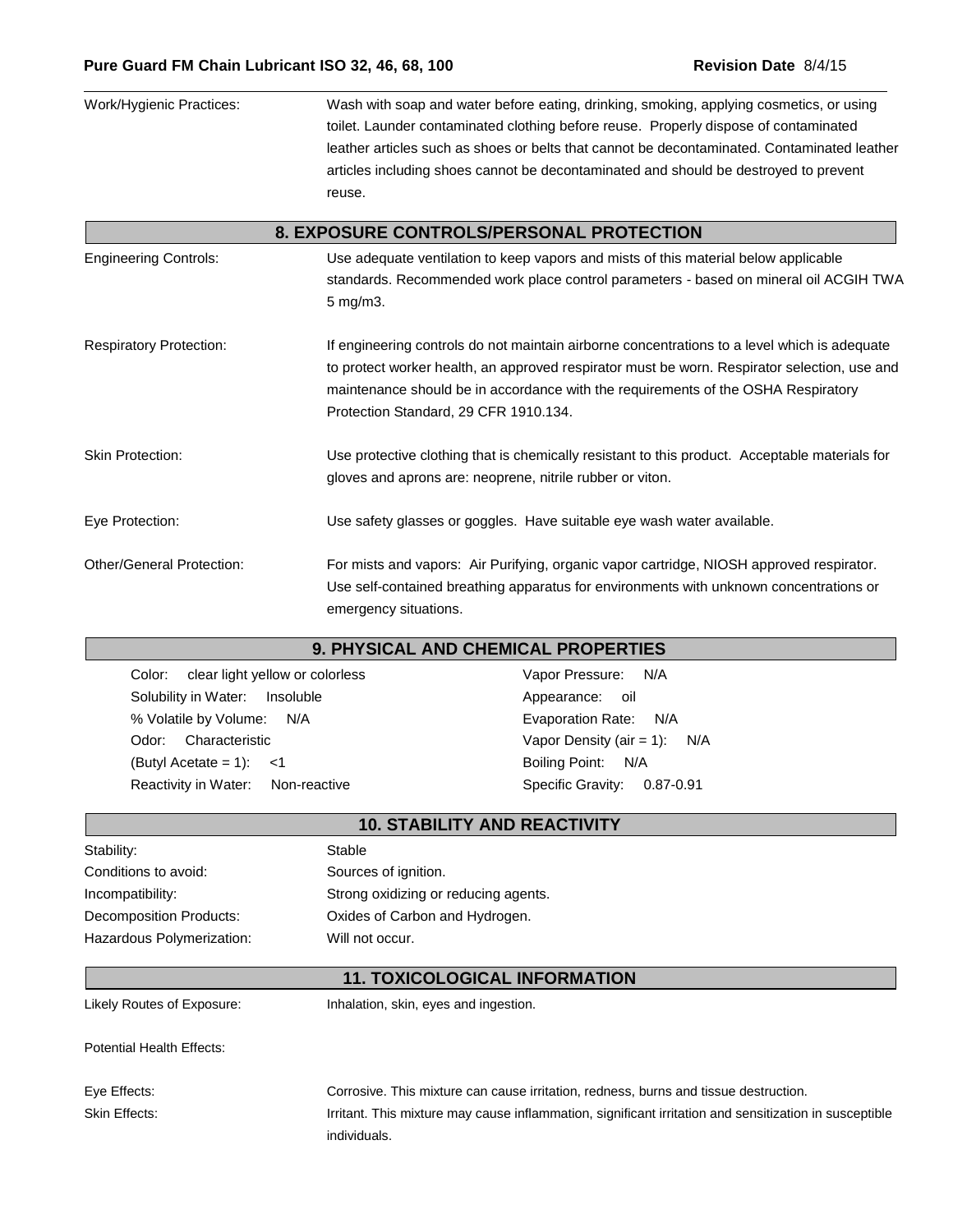Work/Hygienic Practices: Wash with soap and water before eating, drinking, smoking, applying cosmetics, or using toilet. Launder contaminated clothing before reuse. Properly dispose of contaminated leather articles such as shoes or belts that cannot be decontaminated. Contaminated leather articles including shoes cannot be decontaminated and should be destroyed to prevent reuse.

## 8. EXPOSURE CONTROLS/PERSONAL PROTECTION

Engineering Controls: Use adequate ventilation to keep vapors and mists of this material below applicable standards. Recommended work place control parameters - based on mineral oil ACGIH TWA 5 mg/m3.

Respiratory Protection: If engineering controls do not maintain airborne concentrations to a level which is adequate to protect worker health, an approved respirator must be worn. Respirator selection, use and maintenance should be in accordance with the requirements of the OSHA Respiratory Protection Standard, 29 CFR 1910.134.

Skin Protection: Use protective clothing that is chemically resistant to this product. Acceptable materials for gloves and aprons are: neoprene, nitrile rubber or viton.

Eye Protection: Use safety glasses or goggles. Have suitable eye wash water available.

Other/General Protection: For mists and vapors: Air Purifying, organic vapor cartridge, NIOSH approved respirator. Use self-contained breathing apparatus for environments with unknown concentrations or emergency situations.

## 9. PHYSICAL AND CHEMICAL PROPERTIES

| | |
|---|---|
| Color: clear light yellow or colorless | Vapor Pressure: N/A |
| Solubility in Water: Insoluble | Appearance: oil |
| % Volatile by Volume: N/A | Evaporation Rate: N/A |
| Odor: Characteristic | Vapor Density (air = 1): N/A |
| (Butyl Acetate = 1): <1 | Boiling Point: N/A |
| Reactivity in Water: Non-reactive | Specific Gravity: 0.87-0.91 |

## 10. STABILITY AND REACTIVITY

Stability: Stable

Conditions to avoid: Sources of ignition.

Incompatibility: Strong oxidizing or reducing agents.

Decomposition Products: Oxides of Carbon and Hydrogen.

Hazardous Polymerization: Will not occur.

## 11. TOXICOLOGICAL INFORMATION

Likely Routes of Exposure: Inhalation, skin, eyes and ingestion.

Potential Health Effects:

Eye Effects: Corrosive. This mixture can cause irritation, redness, burns and tissue destruction.

Skin Effects: Irritant. This mixture may cause inflammation, significant irritation and sensitization in susceptible individuals.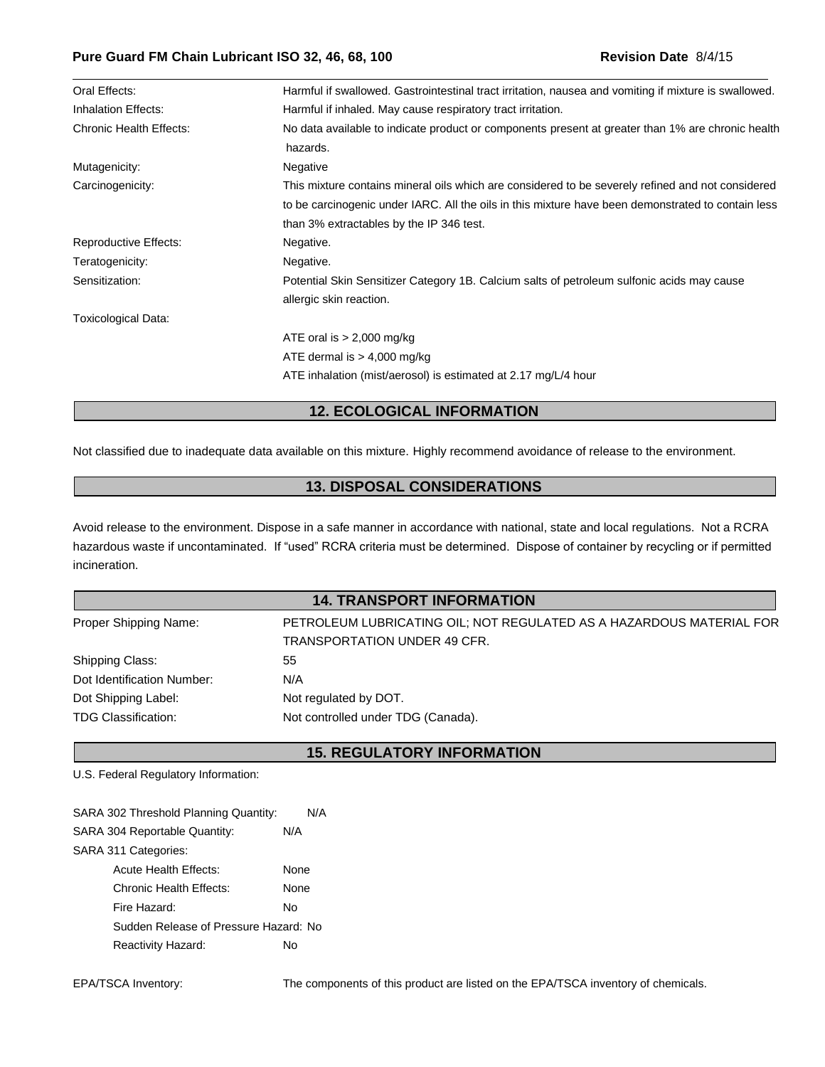| | |
|---|---|
| Oral Effects: | Harmful if swallowed. Gastrointestinal tract irritation, nausea and vomiting if mixture is swallowed. |
| Inhalation Effects: | Harmful if inhaled. May cause respiratory tract irritation. |
| Chronic Health Effects: | No data available to indicate product or components present at greater than 1% are chronic health hazards. |
| Mutagenicity: | Negative |
| Carcinogenicity: | This mixture contains mineral oils which are considered to be severely refined and not considered to be carcinogenic under IARC. All the oils in this mixture have been demonstrated to contain less than 3% extractables by the IP 346 test. |
| Reproductive Effects: | Negative. |
| Teratogenicity: | Negative. |
| Sensitization: | Potential Skin Sensitizer Category 1B. Calcium salts of petroleum sulfonic acids may cause allergic skin reaction. |
| Toxicological Data: | ATE oral is > 2,000 mg/kg<br>ATE dermal is > 4,000 mg/kg<br>ATE inhalation (mist/aerosol) is estimated at 2.17 mg/L/4 hour |

## 12. ECOLOGICAL INFORMATION

Not classified due to inadequate data available on this mixture. Highly recommend avoidance of release to the environment.

## 13. DISPOSAL CONSIDERATIONS

Avoid release to the environment. Dispose in a safe manner in accordance with national, state and local regulations. Not a RCRA hazardous waste if uncontaminated. If "used" RCRA criteria must be determined. Dispose of container by recycling or if permitted incineration.

## 14. TRANSPORT INFORMATION

| | |
|---|---|
| Proper Shipping Name: | PETROLEUM LUBRICATING OIL; NOT REGULATED AS A HAZARDOUS MATERIAL FOR TRANSPORTATION UNDER 49 CFR. |
| Shipping Class: | 55 |
| Dot Identification Number: | N/A |
| Dot Shipping Label: | Not regulated by DOT. |
| TDG Classification: | Not controlled under TDG (Canada). |

## 15. REGULATORY INFORMATION

U.S. Federal Regulatory Information:

SARA 302 Threshold Planning Quantity: N/A

SARA 304 Reportable Quantity: N/A

SARA 311 Categories:

- Acute Health Effects: None
- Chronic Health Effects: None
- Fire Hazard: No
- Sudden Release of Pressure Hazard: No
- Reactivity Hazard: No

EPA/TSCA Inventory: The components of this product are listed on the EPA/TSCA inventory of chemicals.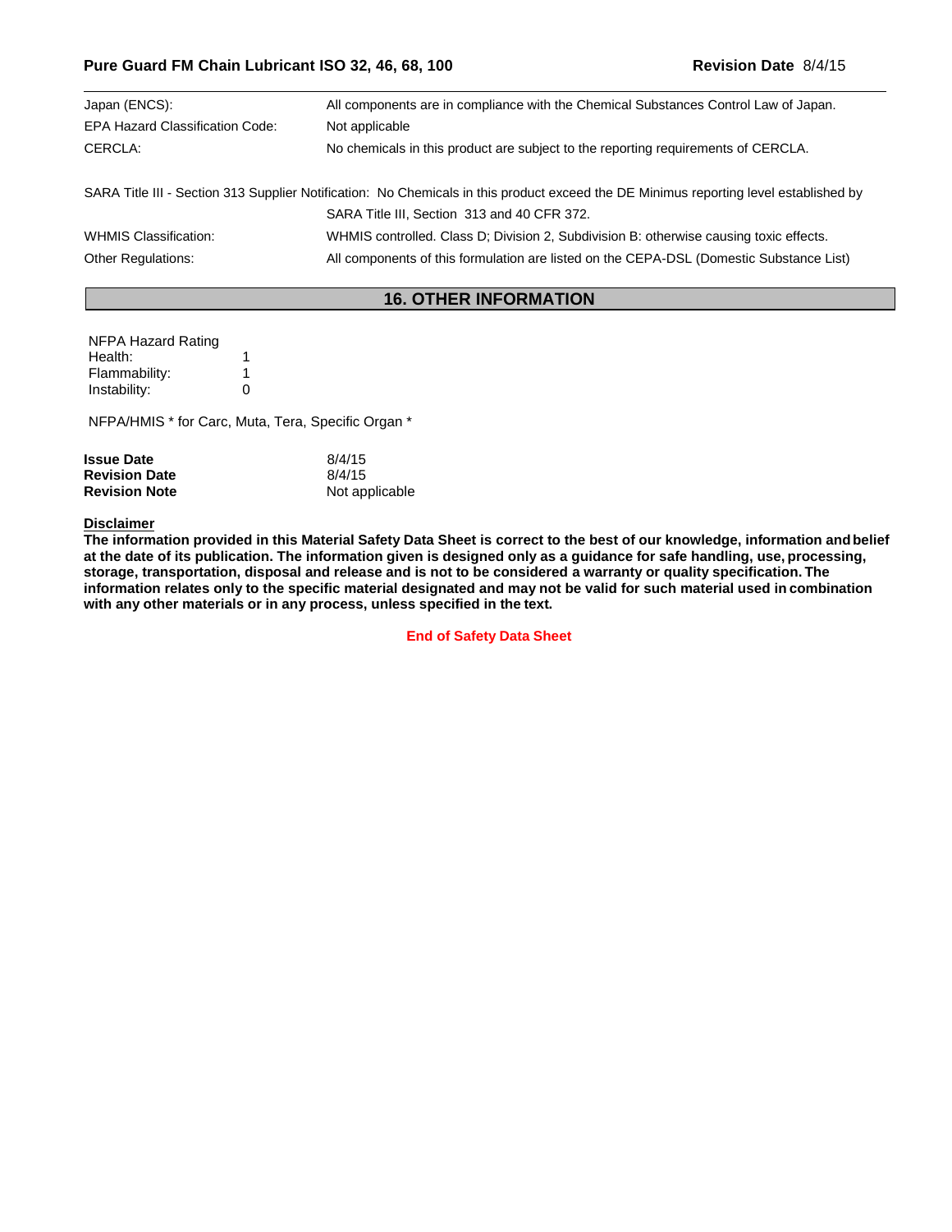| | |
|---|---|
| Japan (ENCS): | All components are in compliance with the Chemical Substances Control Law of Japan. |
| EPA Hazard Classification Code: | Not applicable |
| CERCLA: | No chemicals in this product are subject to the reporting requirements of CERCLA. |

SARA Title III - Section 313 Supplier Notification: No Chemicals in this product exceed the DE Minimus reporting level established by SARA Title III, Section 313 and 40 CFR 372.

| | |
|---|---|
| WHMIS Classification: | WHMIS controlled. Class D; Division 2, Subdivision B: otherwise causing toxic effects. |
| Other Regulations: | All components of this formulation are listed on the CEPA-DSL (Domestic Substance List) |

## 16. OTHER INFORMATION

| NFPA Hazard Rating | |
|---|---|
| Health: | 1 |
| Flammability: | 1 |
| Instability: | 0 |

NFPA/HMIS * for Carc, Muta, Tera, Specific Organ *

| | |
|---|---|
| **Issue Date** | 8/4/15 |
| **Revision Date** | 8/4/15 |
| **Revision Note** | Not applicable |

**Disclaimer**

**The information provided in this Material Safety Data Sheet is correct to the best of our knowledge, information and belief at the date of its publication. The information given is designed only as a guidance for safe handling, use, processing, storage, transportation, disposal and release and is not to be considered a warranty or quality specification. The information relates only to the specific material designated and may not be valid for such material used in combination with any other materials or in any process, unless specified in the text.**

**End of Safety Data Sheet**